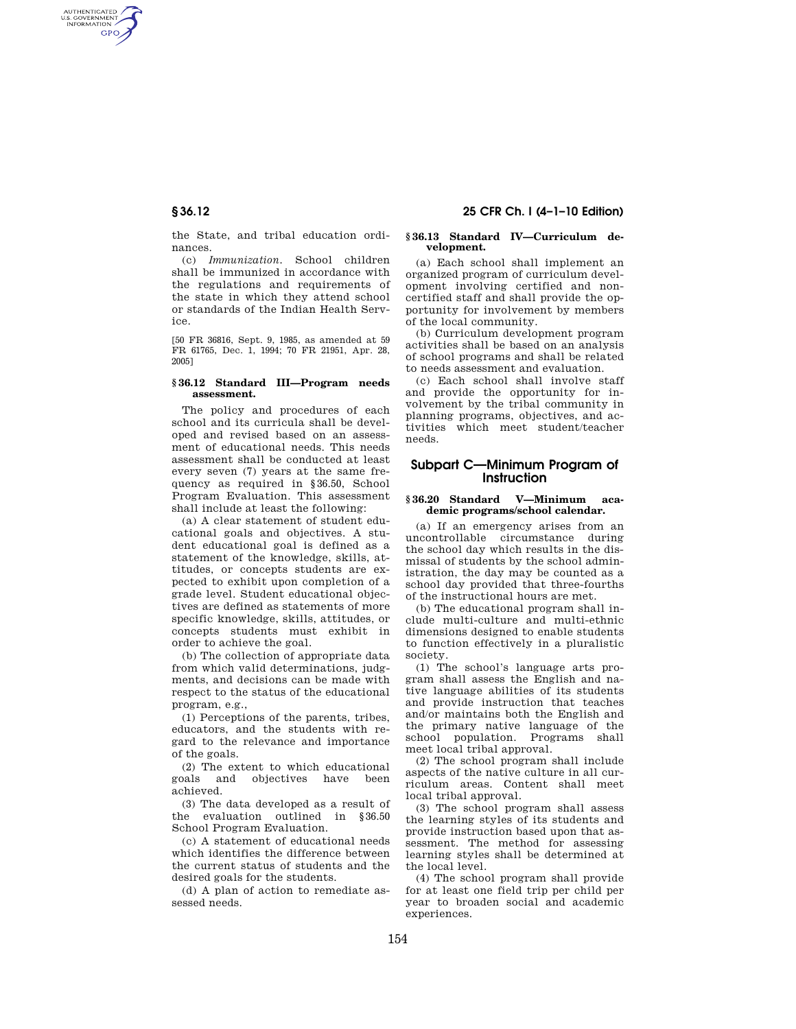the State, and tribal education ordinances.

(c) *Immunization*. School children shall be immunized in accordance with the regulations and requirements of the state in which they attend school or standards of the Indian Health Service.

[50 FR 36816, Sept. 9, 1985, as amended at 59 FR 61765, Dec. 1, 1994; 70 FR 21951, Apr. 28, 2005]

### § 36.12 Standard III—Program needs assessment.

The policy and procedures of each school and its curricula shall be developed and revised based on an assessment of educational needs. This needs assessment shall be conducted at least every seven (7) years at the same frequency as required in § 36.50, School Program Evaluation. This assessment shall include at least the following:

(a) A clear statement of student educational goals and objectives. A student educational goal is defined as a statement of the knowledge, skills, attitudes, or concepts students are expected to exhibit upon completion of a grade level. Student educational objectives are defined as statements of more specific knowledge, skills, attitudes, or concepts students must exhibit in order to achieve the goal.

(b) The collection of appropriate data from which valid determinations, judgments, and decisions can be made with respect to the status of the educational program, e.g.,

(1) Perceptions of the parents, tribes, educators, and the students with regard to the relevance and importance of the goals.

(2) The extent to which educational goals and objectives have been achieved.

(3) The data developed as a result of the evaluation outlined in § 36.50 School Program Evaluation.

(c) A statement of educational needs which identifies the difference between the current status of students and the desired goals for the students.

(d) A plan of action to remediate assessed needs.

### § 36.13 Standard IV—Curriculum development.

(a) Each school shall implement an organized program of curriculum development involving certified and noncertified staff and shall provide the opportunity for involvement by members of the local community.

(b) Curriculum development program activities shall be based on an analysis of school programs and shall be related to needs assessment and evaluation.

(c) Each school shall involve staff and provide the opportunity for involvement by the tribal community in planning programs, objectives, and activities which meet student/teacher needs.

## Subpart C—Minimum Program of Instruction

### § 36.20 Standard V—Minimum academic programs/school calendar.

(a) If an emergency arises from an uncontrollable circumstance during the school day which results in the dismissal of students by the school administration, the day may be counted as a school day provided that three-fourths of the instructional hours are met.

(b) The educational program shall include multi-culture and multi-ethnic dimensions designed to enable students to function effectively in a pluralistic society.

(1) The school's language arts program shall assess the English and native language abilities of its students and provide instruction that teaches and/or maintains both the English and the primary native language of the school population. Programs shall meet local tribal approval.

(2) The school program shall include aspects of the native culture in all curriculum areas. Content shall meet local tribal approval.

(3) The school program shall assess the learning styles of its students and provide instruction based upon that assessment. The method for assessing learning styles shall be determined at the local level.

(4) The school program shall provide for at least one field trip per child per year to broaden social and academic experiences.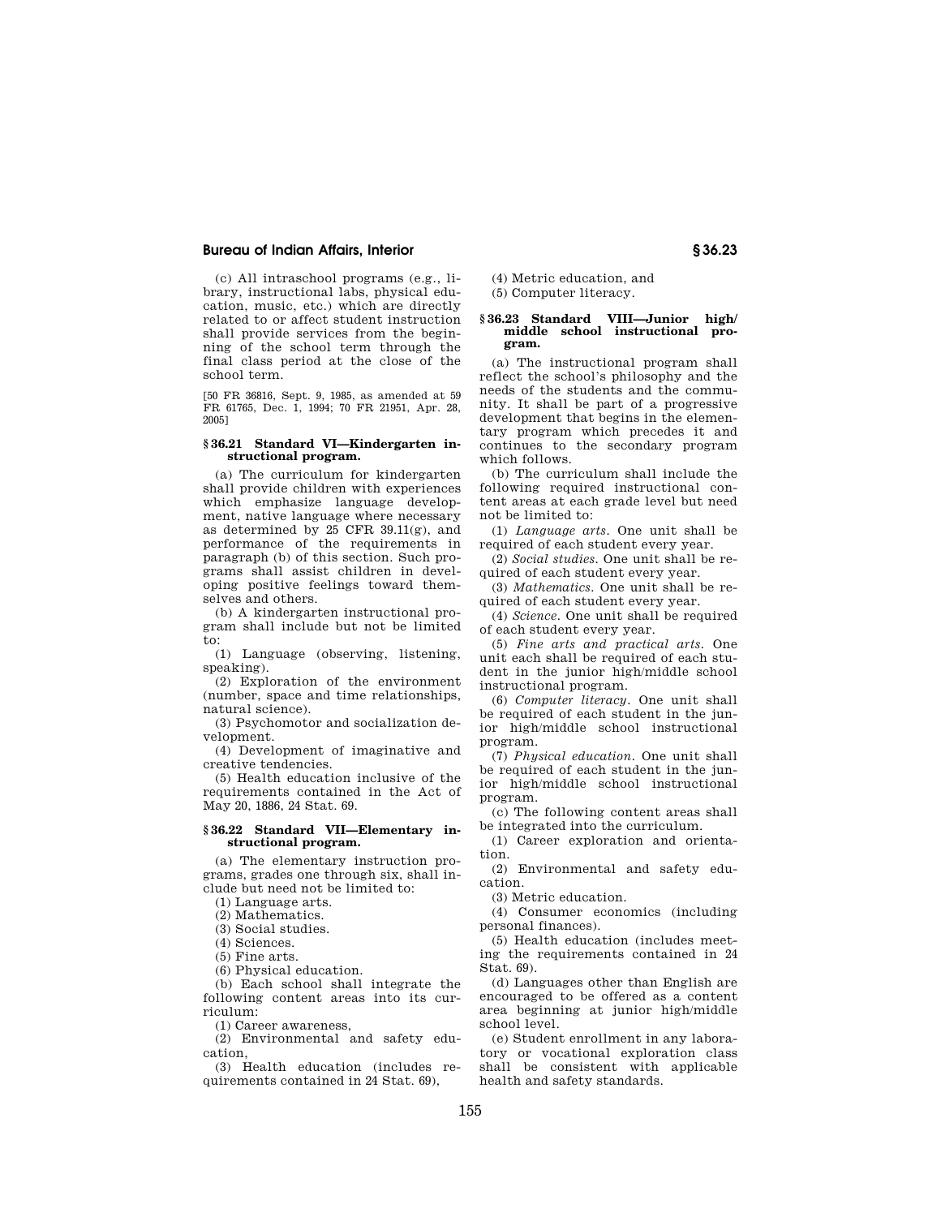(c) All intraschool programs (e.g., library, instructional labs, physical education, music, etc.) which are directly related to or affect student instruction shall provide services from the beginning of the school term through the final class period at the close of the school term.

[50 FR 36816, Sept. 9, 1985, as amended at 59 FR 61765, Dec. 1, 1994; 70 FR 21951, Apr. 28, 2005]

### § 36.21 Standard VI—Kindergarten instructional program.

(a) The curriculum for kindergarten shall provide children with experiences which emphasize language development, native language where necessary as determined by 25 CFR 39.11(g), and performance of the requirements in paragraph (b) of this section. Such programs shall assist children in developing positive feelings toward themselves and others.

(b) A kindergarten instructional program shall include but not be limited to:

(1) Language (observing, listening, speaking).

(2) Exploration of the environment (number, space and time relationships, natural science).

(3) Psychomotor and socialization development.

(4) Development of imaginative and creative tendencies.

(5) Health education inclusive of the requirements contained in the Act of May 20, 1886, 24 Stat. 69.

### § 36.22 Standard VII—Elementary instructional program.

(a) The elementary instruction programs, grades one through six, shall include but need not be limited to:

(1) Language arts.

(2) Mathematics.

(3) Social studies.

(4) Sciences.

(5) Fine arts.

(6) Physical education.

(b) Each school shall integrate the following content areas into its curriculum:

(1) Career awareness,

(2) Environmental and safety education,

(3) Health education (includes requirements contained in 24 Stat. 69),

(4) Metric education, and

(5) Computer literacy.

### § 36.23 Standard VIII—Junior high/middle school instructional program.

(a) The instructional program shall reflect the school's philosophy and the needs of the students and the community. It shall be part of a progressive development that begins in the elementary program which precedes it and continues to the secondary program which follows.

(b) The curriculum shall include the following required instructional content areas at each grade level but need not be limited to:

(1) *Language arts.* One unit shall be required of each student every year.

(2) *Social studies.* One unit shall be required of each student every year.

(3) *Mathematics.* One unit shall be required of each student every year.

(4) *Science.* One unit shall be required of each student every year.

(5) *Fine arts and practical arts.* One unit each shall be required of each student in the junior high/middle school instructional program.

(6) *Computer literacy.* One unit shall be required of each student in the junior high/middle school instructional program.

(7) *Physical education.* One unit shall be required of each student in the junior high/middle school instructional program.

(c) The following content areas shall be integrated into the curriculum.

(1) Career exploration and orientation.

(2) Environmental and safety education.

(3) Metric education.

(4) Consumer economics (including personal finances).

(5) Health education (includes meeting the requirements contained in 24 Stat. 69).

(d) Languages other than English are encouraged to be offered as a content area beginning at junior high/middle school level.

(e) Student enrollment in any laboratory or vocational exploration class shall be consistent with applicable health and safety standards.